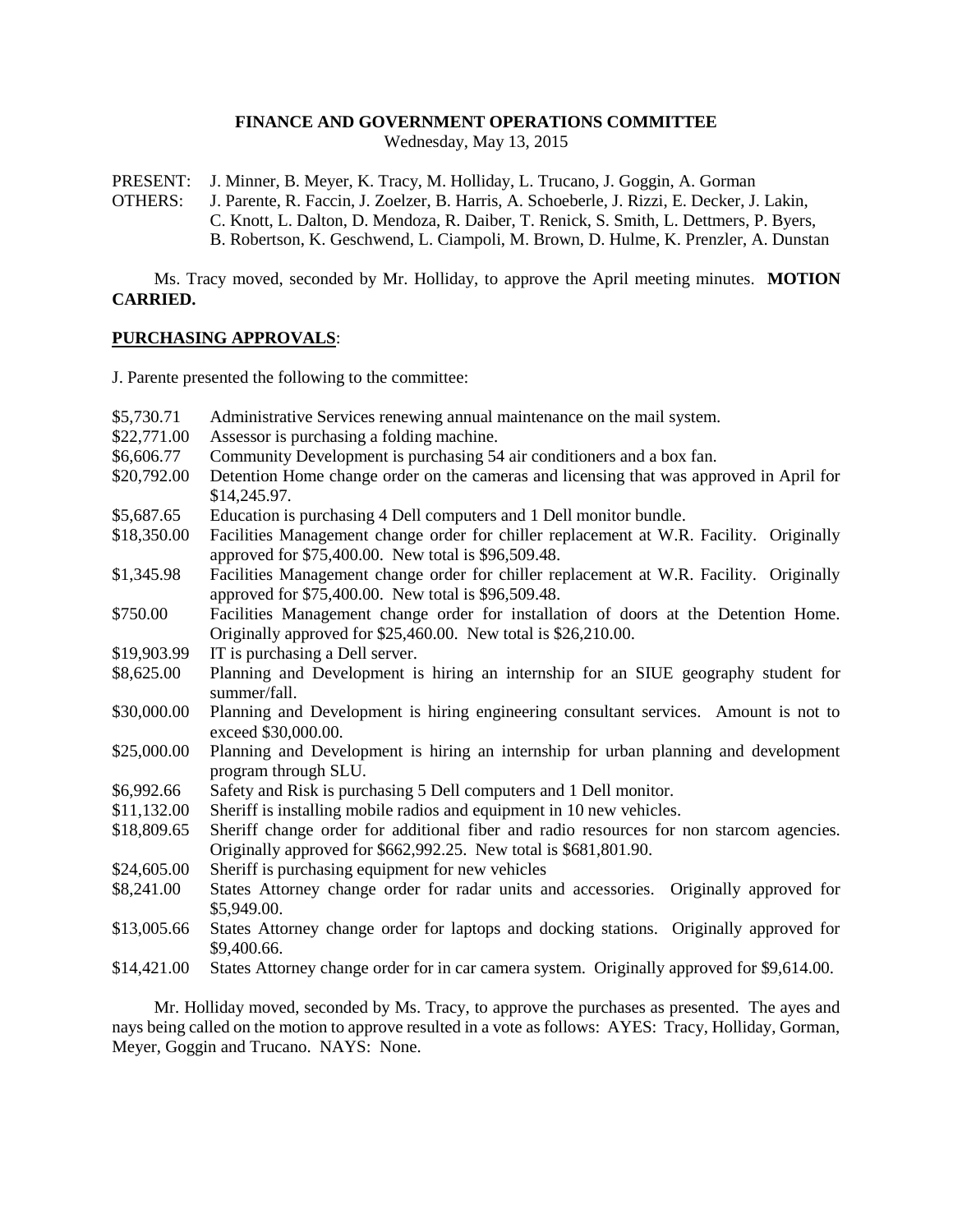# FINANCE AND GOVERNMENT OPERATIONS COMMITTEE

Wednesday, May 13, 2015

PRESENT: J. Minner, B. Meyer, K. Tracy, M. Holliday, L. Trucano, J. Goggin, A. Gorman

OTHERS: J. Parente, R. Faccin, J. Zoelzer, B. Harris, A. Schoeberle, J. Rizzi, E. Decker, J. Lakin, C. Knott, L. Dalton, D. Mendoza, R. Daiber, T. Renick, S. Smith, L. Dettmers, P. Byers, B. Robertson, K. Geschwend, L. Ciampoli, M. Brown, D. Hulme, K. Prenzler, A. Dunstan

Ms. Tracy moved, seconded by Mr. Holliday, to approve the April meeting minutes. **MOTION CARRIED.**

## PURCHASING APPROVALS:

J. Parente presented the following to the committee:

| | |
|---|---|
| $5,730.71 | Administrative Services renewing annual maintenance on the mail system. |
| $22,771.00 | Assessor is purchasing a folding machine. |
| $6,606.77 | Community Development is purchasing 54 air conditioners and a box fan. |
| $20,792.00 | Detention Home change order on the cameras and licensing that was approved in April for $14,245.97. |
| $5,687.65 | Education is purchasing 4 Dell computers and 1 Dell monitor bundle. |
| $18,350.00 | Facilities Management change order for chiller replacement at W.R. Facility. Originally approved for $75,400.00. New total is $96,509.48. |
| $1,345.98 | Facilities Management change order for chiller replacement at W.R. Facility. Originally approved for $75,400.00. New total is $96,509.48. |
| $750.00 | Facilities Management change order for installation of doors at the Detention Home. Originally approved for $25,460.00. New total is $26,210.00. |
| $19,903.99 | IT is purchasing a Dell server. |
| $8,625.00 | Planning and Development is hiring an internship for an SIUE geography student for summer/fall. |
| $30,000.00 | Planning and Development is hiring engineering consultant services. Amount is not to exceed $30,000.00. |
| $25,000.00 | Planning and Development is hiring an internship for urban planning and development program through SLU. |
| $6,992.66 | Safety and Risk is purchasing 5 Dell computers and 1 Dell monitor. |
| $11,132.00 | Sheriff is installing mobile radios and equipment in 10 new vehicles. |
| $18,809.65 | Sheriff change order for additional fiber and radio resources for non starcom agencies. Originally approved for $662,992.25. New total is $681,801.90. |
| $24,605.00 | Sheriff is purchasing equipment for new vehicles |
| $8,241.00 | States Attorney change order for radar units and accessories. Originally approved for $5,949.00. |
| $13,005.66 | States Attorney change order for laptops and docking stations. Originally approved for $9,400.66. |
| $14,421.00 | States Attorney change order for in car camera system. Originally approved for $9,614.00. |

Mr. Holliday moved, seconded by Ms. Tracy, to approve the purchases as presented. The ayes and nays being called on the motion to approve resulted in a vote as follows: AYES: Tracy, Holliday, Gorman, Meyer, Goggin and Trucano. NAYS: None.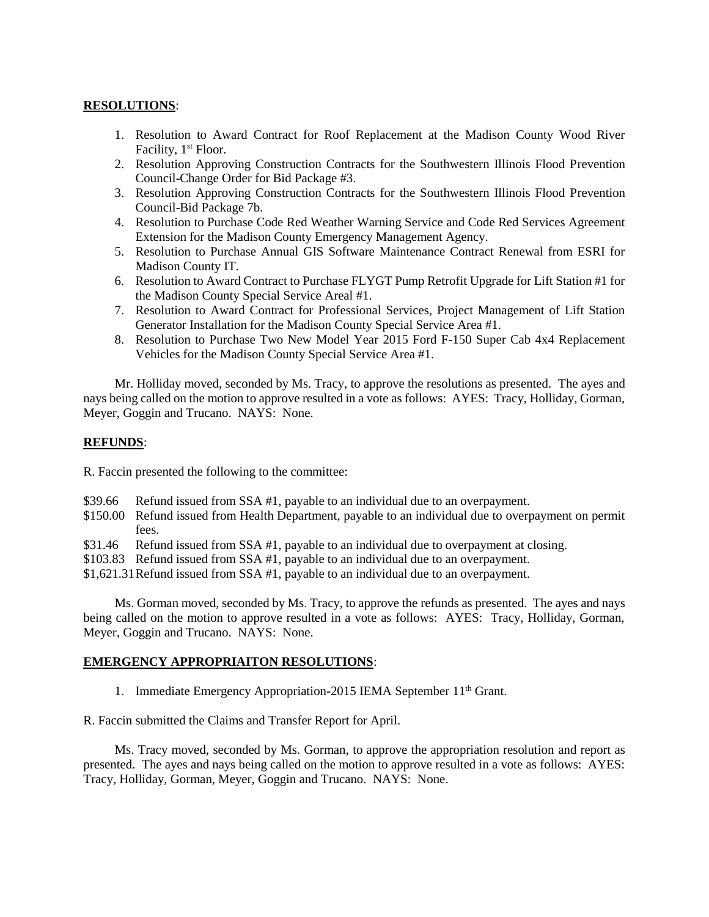**RESOLUTIONS**:

1. Resolution to Award Contract for Roof Replacement at the Madison County Wood River Facility, 1st Floor.
2. Resolution Approving Construction Contracts for the Southwestern Illinois Flood Prevention Council-Change Order for Bid Package #3.
3. Resolution Approving Construction Contracts for the Southwestern Illinois Flood Prevention Council-Bid Package 7b.
4. Resolution to Purchase Code Red Weather Warning Service and Code Red Services Agreement Extension for the Madison County Emergency Management Agency.
5. Resolution to Purchase Annual GIS Software Maintenance Contract Renewal from ESRI for Madison County IT.
6. Resolution to Award Contract to Purchase FLYGT Pump Retrofit Upgrade for Lift Station #1 for the Madison County Special Service Areal #1.
7. Resolution to Award Contract for Professional Services, Project Management of Lift Station Generator Installation for the Madison County Special Service Area #1.
8. Resolution to Purchase Two New Model Year 2015 Ford F-150 Super Cab 4x4 Replacement Vehicles for the Madison County Special Service Area #1.

Mr. Holliday moved, seconded by Ms. Tracy, to approve the resolutions as presented. The ayes and nays being called on the motion to approve resulted in a vote as follows: AYES: Tracy, Holliday, Gorman, Meyer, Goggin and Trucano. NAYS: None.

**REFUNDS**:

R. Faccin presented the following to the committee:

$39.66 Refund issued from SSA #1, payable to an individual due to an overpayment.
$150.00 Refund issued from Health Department, payable to an individual due to overpayment on permit fees.
$31.46 Refund issued from SSA #1, payable to an individual due to overpayment at closing.
$103.83 Refund issued from SSA #1, payable to an individual due to an overpayment.
$1,621.31 Refund issued from SSA #1, payable to an individual due to an overpayment.

Ms. Gorman moved, seconded by Ms. Tracy, to approve the refunds as presented. The ayes and nays being called on the motion to approve resulted in a vote as follows: AYES: Tracy, Holliday, Gorman, Meyer, Goggin and Trucano. NAYS: None.

**EMERGENCY APPROPRIAITON RESOLUTIONS**:

1. Immediate Emergency Appropriation-2015 IEMA September 11th Grant.

R. Faccin submitted the Claims and Transfer Report for April.

Ms. Tracy moved, seconded by Ms. Gorman, to approve the appropriation resolution and report as presented. The ayes and nays being called on the motion to approve resulted in a vote as follows: AYES: Tracy, Holliday, Gorman, Meyer, Goggin and Trucano. NAYS: None.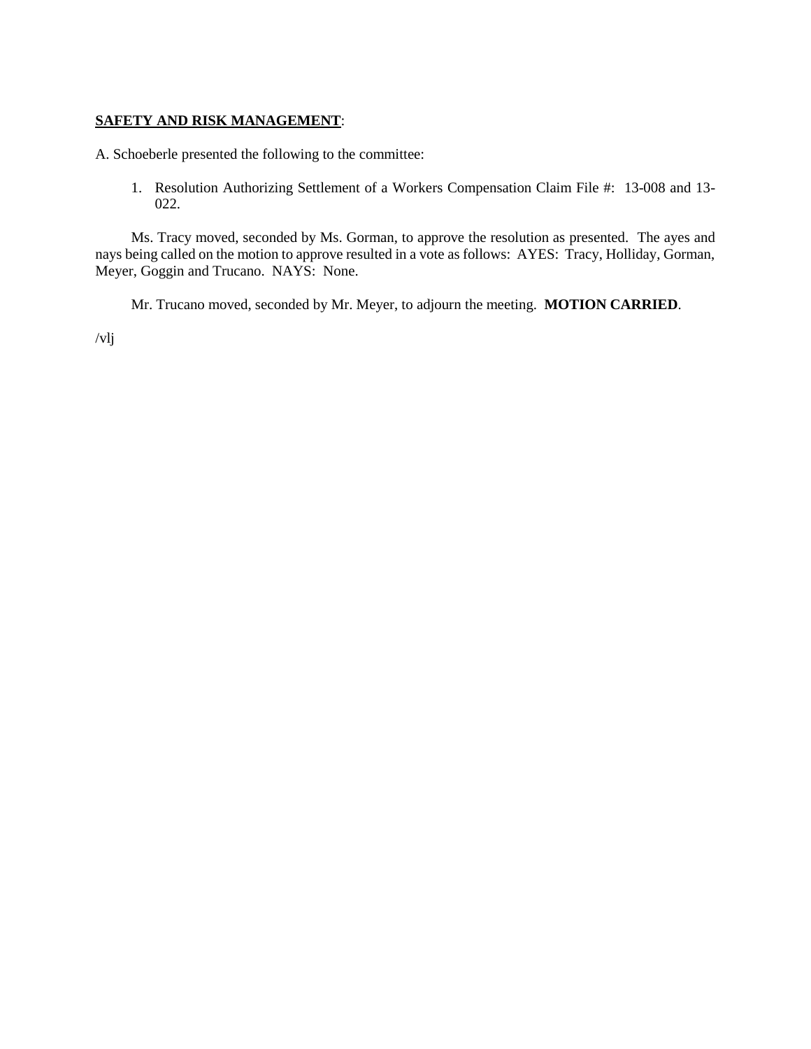**<u>SAFETY AND RISK MANAGEMENT</u>**:

A. Schoeberle presented the following to the committee:

1. Resolution Authorizing Settlement of a Workers Compensation Claim File #: 13-008 and 13-022.

Ms. Tracy moved, seconded by Ms. Gorman, to approve the resolution as presented. The ayes and nays being called on the motion to approve resulted in a vote as follows: AYES: Tracy, Holliday, Gorman, Meyer, Goggin and Trucano. NAYS: None.

Mr. Trucano moved, seconded by Mr. Meyer, to adjourn the meeting. **MOTION CARRIED**.

/vlj